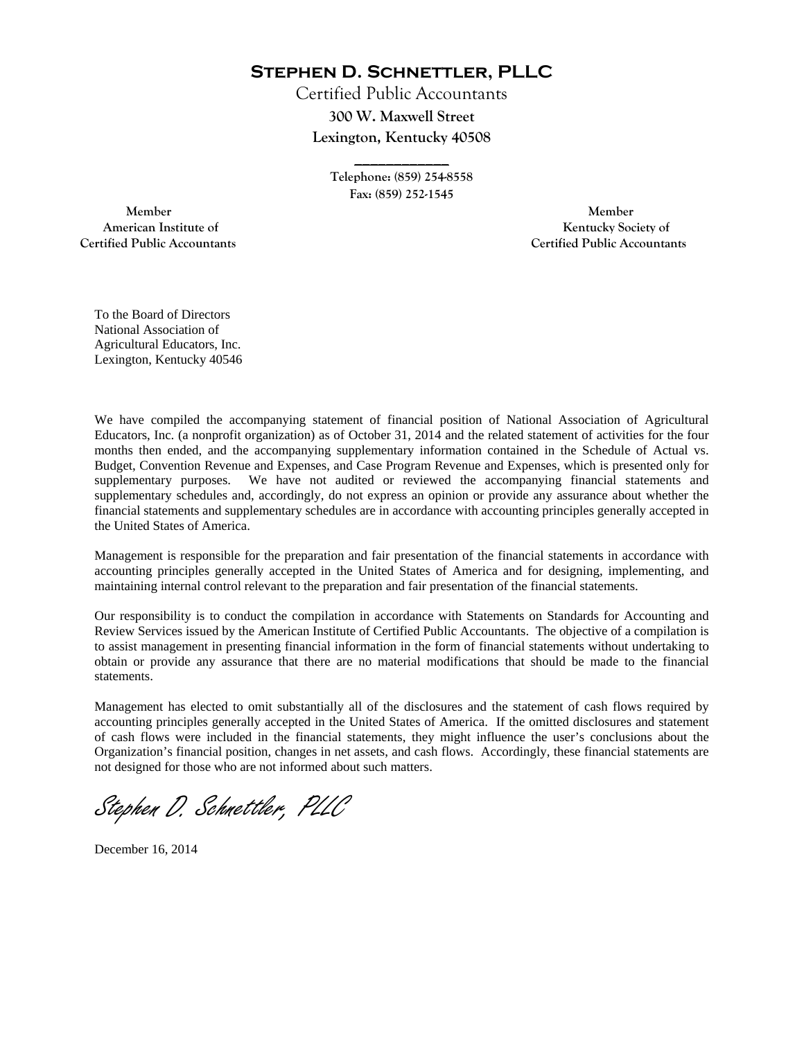# Stephen D. Schnettler, PLLC

Certified Public Accountants
**300 W. Maxwell Street**
**Lexington, Kentucky 40508**

Telephone: (859) 254-8558
Fax: (859) 252-1545

Member
American Institute of
Certified Public Accountants

Member
Kentucky Society of
Certified Public Accountants

To the Board of Directors
National Association of
Agricultural Educators, Inc.
Lexington, Kentucky 40546

We have compiled the accompanying statement of financial position of National Association of Agricultural Educators, Inc. (a nonprofit organization) as of October 31, 2014 and the related statement of activities for the four months then ended, and the accompanying supplementary information contained in the Schedule of Actual vs. Budget, Convention Revenue and Expenses, and Case Program Revenue and Expenses, which is presented only for supplementary purposes. We have not audited or reviewed the accompanying financial statements and supplementary schedules and, accordingly, do not express an opinion or provide any assurance about whether the financial statements and supplementary schedules are in accordance with accounting principles generally accepted in the United States of America.

Management is responsible for the preparation and fair presentation of the financial statements in accordance with accounting principles generally accepted in the United States of America and for designing, implementing, and maintaining internal control relevant to the preparation and fair presentation of the financial statements.

Our responsibility is to conduct the compilation in accordance with Statements on Standards for Accounting and Review Services issued by the American Institute of Certified Public Accountants. The objective of a compilation is to assist management in presenting financial information in the form of financial statements without undertaking to obtain or provide any assurance that there are no material modifications that should be made to the financial statements.

Management has elected to omit substantially all of the disclosures and the statement of cash flows required by accounting principles generally accepted in the United States of America. If the omitted disclosures and statement of cash flows were included in the financial statements, they might influence the user's conclusions about the Organization's financial position, changes in net assets, and cash flows. Accordingly, these financial statements are not designed for those who are not informed about such matters.

*Stephen D. Schnettler, PLLC*

December 16, 2014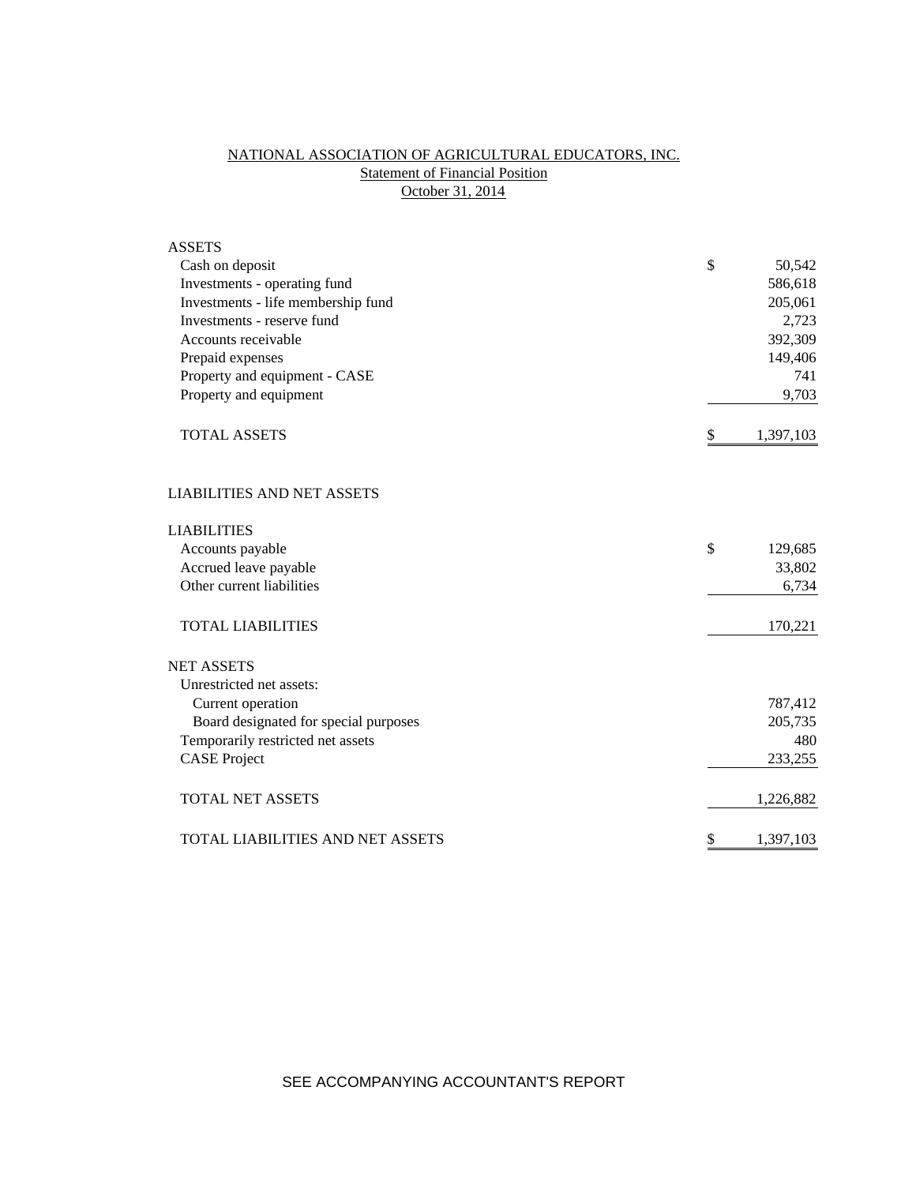# NATIONAL ASSOCIATION OF AGRICULTURAL EDUCATORS, INC.

## Statement of Financial Position

### October 31, 2014

| | |
|---|---|
| **ASSETS** | |
| Cash on deposit | $ 50,542 |
| Investments - operating fund | 586,618 |
| Investments - life membership fund | 205,061 |
| Investments - reserve fund | 2,723 |
| Accounts receivable | 392,309 |
| Prepaid expenses | 149,406 |
| Property and equipment - CASE | 741 |
| Property and equipment | 9,703 |
| TOTAL ASSETS | $ 1,397,103 |
| | |
| **LIABILITIES AND NET ASSETS** | |
| | |
| **LIABILITIES** | |
| Accounts payable | $ 129,685 |
| Accrued leave payable | 33,802 |
| Other current liabilities | 6,734 |
| TOTAL LIABILITIES | 170,221 |
| | |
| **NET ASSETS** | |
| Unrestricted net assets: | |
| Current operation | 787,412 |
| Board designated for special purposes | 205,735 |
| Temporarily restricted net assets | 480 |
| CASE Project | 233,255 |
| TOTAL NET ASSETS | 1,226,882 |
| | |
| TOTAL LIABILITIES AND NET ASSETS | $ 1,397,103 |

SEE ACCOMPANYING ACCOUNTANT'S REPORT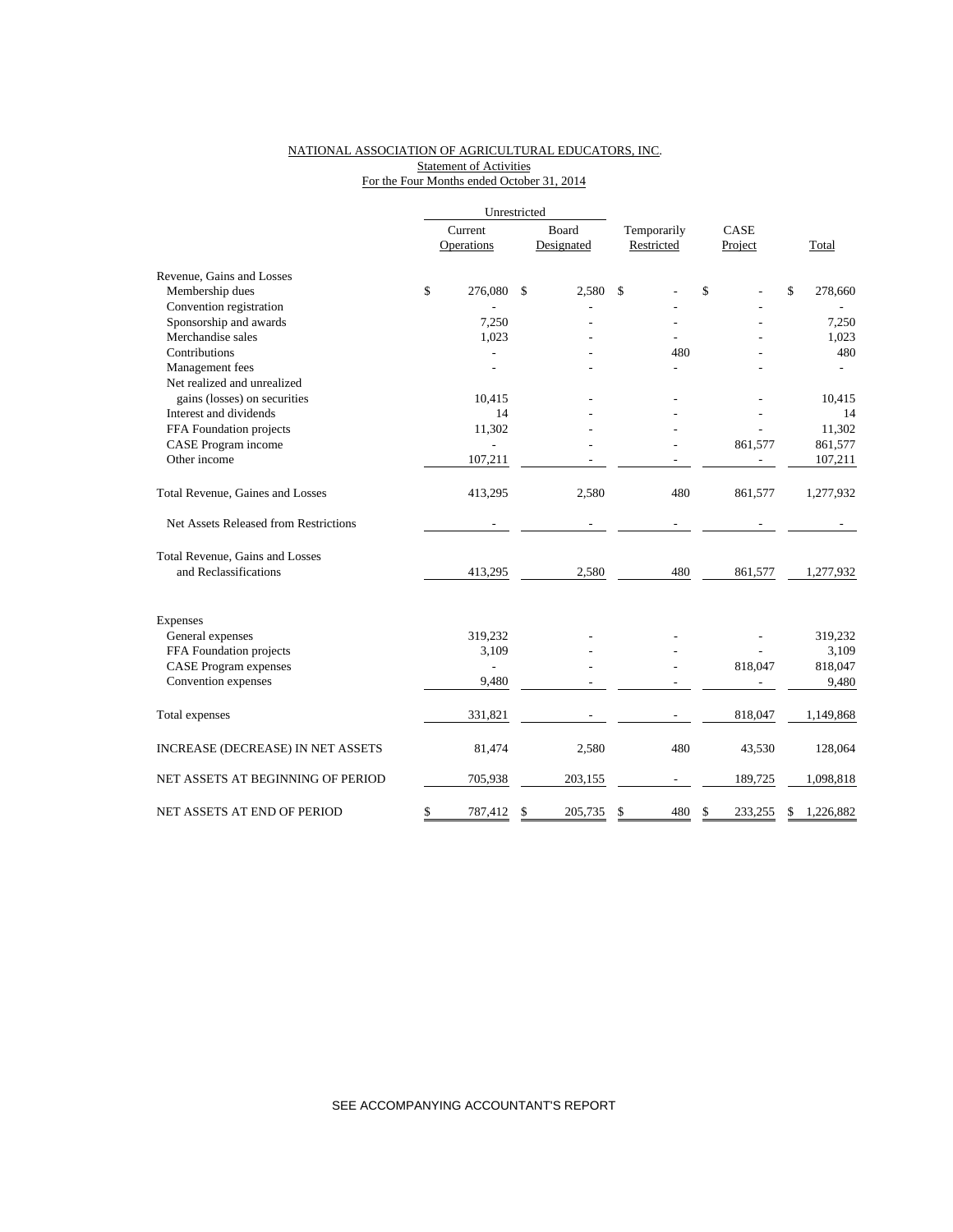NATIONAL ASSOCIATION OF AGRICULTURAL EDUCATORS, INC.
Statement of Activities
For the Four Months ended October 31, 2014

| | Unrestricted | | | | |
|---|---|---|---|---|---|
| | Current Operations | Board Designated | Temporarily Restricted | CASE Project | Total |
| **Revenue, Gains and Losses** | | | | | |
| Membership dues | $ 276,080 | $ 2,580 | $ - | $ - | $ 278,660 |
| Convention registration | - | - | - | - | - |
| Sponsorship and awards | 7,250 | - | - | - | 7,250 |
| Merchandise sales | 1,023 | - | - | - | 1,023 |
| Contributions | - | - | 480 | - | 480 |
| Management fees | - | - | - | - | - |
| Net realized and unrealized gains (losses) on securities | 10,415 | - | - | - | 10,415 |
| Interest and dividends | 14 | - | - | - | 14 |
| FFA Foundation projects | 11,302 | - | - | - | 11,302 |
| CASE Program income | - | - | - | 861,577 | 861,577 |
| Other income | 107,211 | - | - | - | 107,211 |
| Total Revenue, Gaines and Losses | 413,295 | 2,580 | 480 | 861,577 | 1,277,932 |
| Net Assets Released from Restrictions | - | - | - | - | - |
| Total Revenue, Gains and Losses and Reclassifications | 413,295 | 2,580 | 480 | 861,577 | 1,277,932 |
| **Expenses** | | | | | |
| General expenses | 319,232 | - | - | - | 319,232 |
| FFA Foundation projects | 3,109 | - | - | - | 3,109 |
| CASE Program expenses | - | - | - | 818,047 | 818,047 |
| Convention expenses | 9,480 | - | - | - | 9,480 |
| Total expenses | 331,821 | - | - | 818,047 | 1,149,868 |
| INCREASE (DECREASE) IN NET ASSETS | 81,474 | 2,580 | 480 | 43,530 | 128,064 |
| NET ASSETS AT BEGINNING OF PERIOD | 705,938 | 203,155 | - | 189,725 | 1,098,818 |
| NET ASSETS AT END OF PERIOD | $ 787,412 | $ 205,735 | $ 480 | $ 233,255 | $ 1,226,882 |

SEE ACCOMPANYING ACCOUNTANT'S REPORT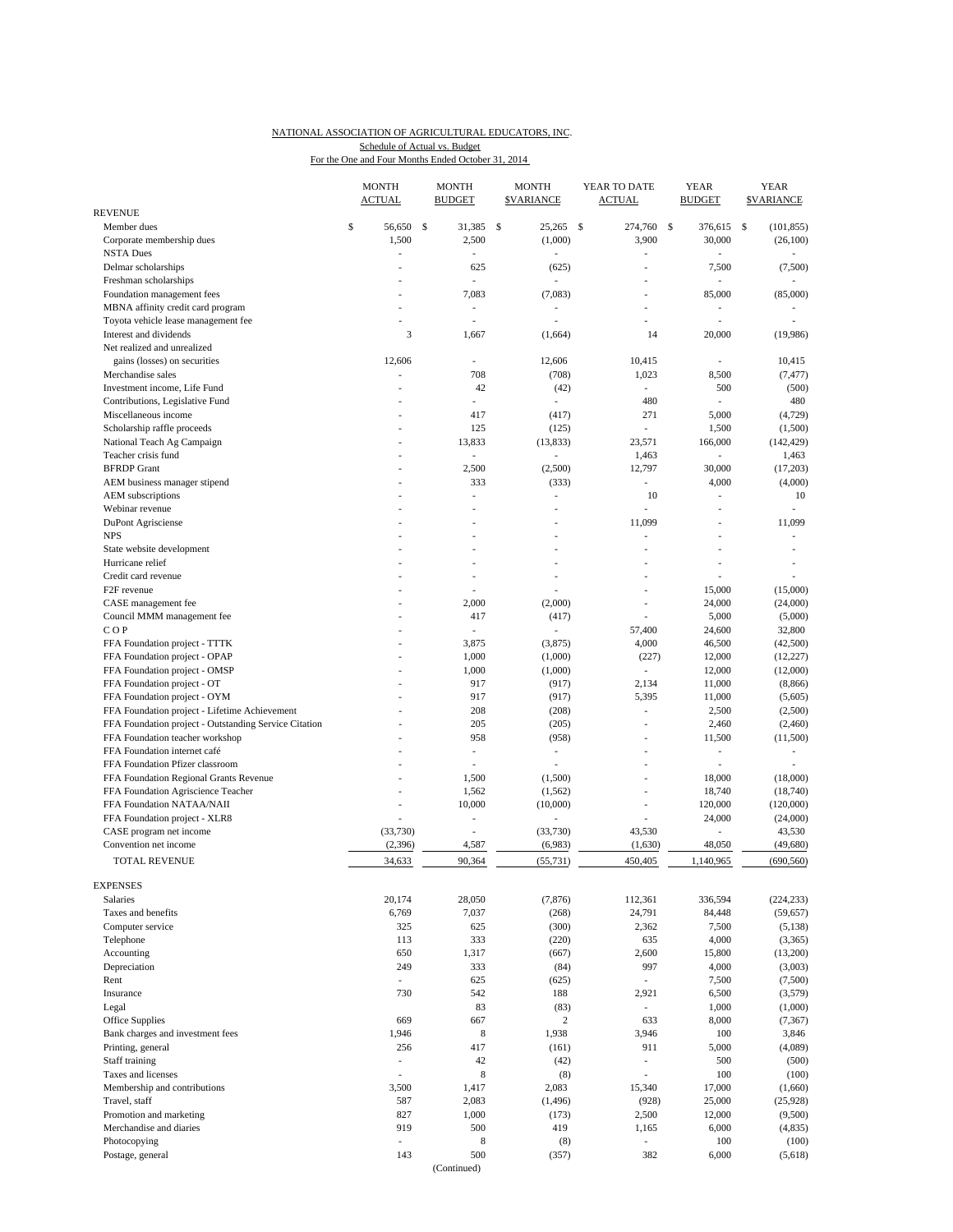NATIONAL ASSOCIATION OF AGRICULTURAL EDUCATORS, INC.

Schedule of Actual vs. Budget

For the One and Four Months Ended October 31, 2014

| | MONTH ACTUAL | MONTH BUDGET | MONTH $VARIANCE | YEAR TO DATE ACTUAL | YEAR BUDGET | YEAR $VARIANCE |
|---|---|---|---|---|---|---|
| REVENUE | | | | | | |
| Member dues | $ 56,650 | $ 31,385 | $ 25,265 | $ 274,760 | $ 376,615 | $ (101,855) |
| Corporate membership dues | 1,500 | 2,500 | (1,000) | 3,900 | 30,000 | (26,100) |
| NSTA Dues | - | - | - | - | - | - |
| Delmar scholarships | - | 625 | (625) | - | 7,500 | (7,500) |
| Freshman scholarships | - | - | - | - | - | - |
| Foundation management fees | - | 7,083 | (7,083) | - | 85,000 | (85,000) |
| MBNA affinity credit card program | - | - | - | - | - | - |
| Toyota vehicle lease management fee | - | - | - | - | - | - |
| Interest and dividends | 3 | 1,667 | (1,664) | 14 | 20,000 | (19,986) |
| Net realized and unrealized gains (losses) on securities | 12,606 | - | 12,606 | 10,415 | - | 10,415 |
| Merchandise sales | - | 708 | (708) | 1,023 | 8,500 | (7,477) |
| Investment income, Life Fund | - | 42 | (42) | - | 500 | (500) |
| Contributions, Legislative Fund | - | - | - | 480 | - | 480 |
| Miscellaneous income | - | 417 | (417) | 271 | 5,000 | (4,729) |
| Scholarship raffle proceeds | - | 125 | (125) | - | 1,500 | (1,500) |
| National Teach Ag Campaign | - | 13,833 | (13,833) | 23,571 | 166,000 | (142,429) |
| Teacher crisis fund | - | - | - | 1,463 | - | 1,463 |
| BFRDP Grant | - | 2,500 | (2,500) | 12,797 | 30,000 | (17,203) |
| AEM business manager stipend | - | 333 | (333) | - | 4,000 | (4,000) |
| AEM subscriptions | - | - | - | 10 | - | 10 |
| Webinar revenue | - | - | - | - | - | - |
| DuPont Agrisciense | - | - | - | 11,099 | - | 11,099 |
| NPS | - | - | - | - | - | - |
| State website development | - | - | - | - | - | - |
| Hurricane relief | - | - | - | - | - | - |
| Credit card revenue | - | - | - | - | - | - |
| F2F revenue | - | - | - | - | 15,000 | (15,000) |
| CASE management fee | - | 2,000 | (2,000) | - | 24,000 | (24,000) |
| Council MMM management fee | - | 417 | (417) | - | 5,000 | (5,000) |
| C O P | - | - | - | 57,400 | 24,600 | 32,800 |
| FFA Foundation project - TTTK | - | 3,875 | (3,875) | 4,000 | 46,500 | (42,500) |
| FFA Foundation project - OPAP | - | 1,000 | (1,000) | (227) | 12,000 | (12,227) |
| FFA Foundation project - OMSP | - | 1,000 | (1,000) | - | 12,000 | (12,000) |
| FFA Foundation project - OT | - | 917 | (917) | 2,134 | 11,000 | (8,866) |
| FFA Foundation project - OYM | - | 917 | (917) | 5,395 | 11,000 | (5,605) |
| FFA Foundation project - Lifetime Achievement | - | 208 | (208) | - | 2,500 | (2,500) |
| FFA Foundation project - Outstanding Service Citation | - | 205 | (205) | - | 2,460 | (2,460) |
| FFA Foundation teacher workshop | - | 958 | (958) | - | 11,500 | (11,500) |
| FFA Foundation internet café | - | - | - | - | - | - |
| FFA Foundation Pfizer classroom | - | - | - | - | - | - |
| FFA Foundation Regional Grants Revenue | - | 1,500 | (1,500) | - | 18,000 | (18,000) |
| FFA Foundation Agriscience Teacher | - | 1,562 | (1,562) | - | 18,740 | (18,740) |
| FFA Foundation NATAA/NAII | - | 10,000 | (10,000) | - | 120,000 | (120,000) |
| FFA Foundation project - XLR8 | - | - | - | - | 24,000 | (24,000) |
| CASE program net income | (33,730) | - | (33,730) | 43,530 | - | 43,530 |
| Convention net income | (2,396) | 4,587 | (6,983) | (1,630) | 48,050 | (49,680) |
| TOTAL REVENUE | 34,633 | 90,364 | (55,731) | 450,405 | 1,140,965 | (690,560) |
| EXPENSES | | | | | | |
| Salaries | 20,174 | 28,050 | (7,876) | 112,361 | 336,594 | (224,233) |
| Taxes and benefits | 6,769 | 7,037 | (268) | 24,791 | 84,448 | (59,657) |
| Computer service | 325 | 625 | (300) | 2,362 | 7,500 | (5,138) |
| Telephone | 113 | 333 | (220) | 635 | 4,000 | (3,365) |
| Accounting | 650 | 1,317 | (667) | 2,600 | 15,800 | (13,200) |
| Depreciation | 249 | 333 | (84) | 997 | 4,000 | (3,003) |
| Rent | - | 625 | (625) | - | 7,500 | (7,500) |
| Insurance | 730 | 542 | 188 | 2,921 | 6,500 | (3,579) |
| Legal | | 83 | (83) | - | 1,000 | (1,000) |
| Office Supplies | 669 | 667 | 2 | 633 | 8,000 | (7,367) |
| Bank charges and investment fees | 1,946 | 8 | 1,938 | 3,946 | 100 | 3,846 |
| Printing, general | 256 | 417 | (161) | 911 | 5,000 | (4,089) |
| Staff training | - | 42 | (42) | - | 500 | (500) |
| Taxes and licenses | - | 8 | (8) | - | 100 | (100) |
| Membership and contributions | 3,500 | 1,417 | 2,083 | 15,340 | 17,000 | (1,660) |
| Travel, staff | 587 | 2,083 | (1,496) | (928) | 25,000 | (25,928) |
| Promotion and marketing | 827 | 1,000 | (173) | 2,500 | 12,000 | (9,500) |
| Merchandise and diaries | 919 | 500 | 419 | 1,165 | 6,000 | (4,835) |
| Photocopying | - | 8 | (8) | - | 100 | (100) |
| Postage, general | 143 | 500 | (357) | 382 | 6,000 | (5,618) |

(Continued)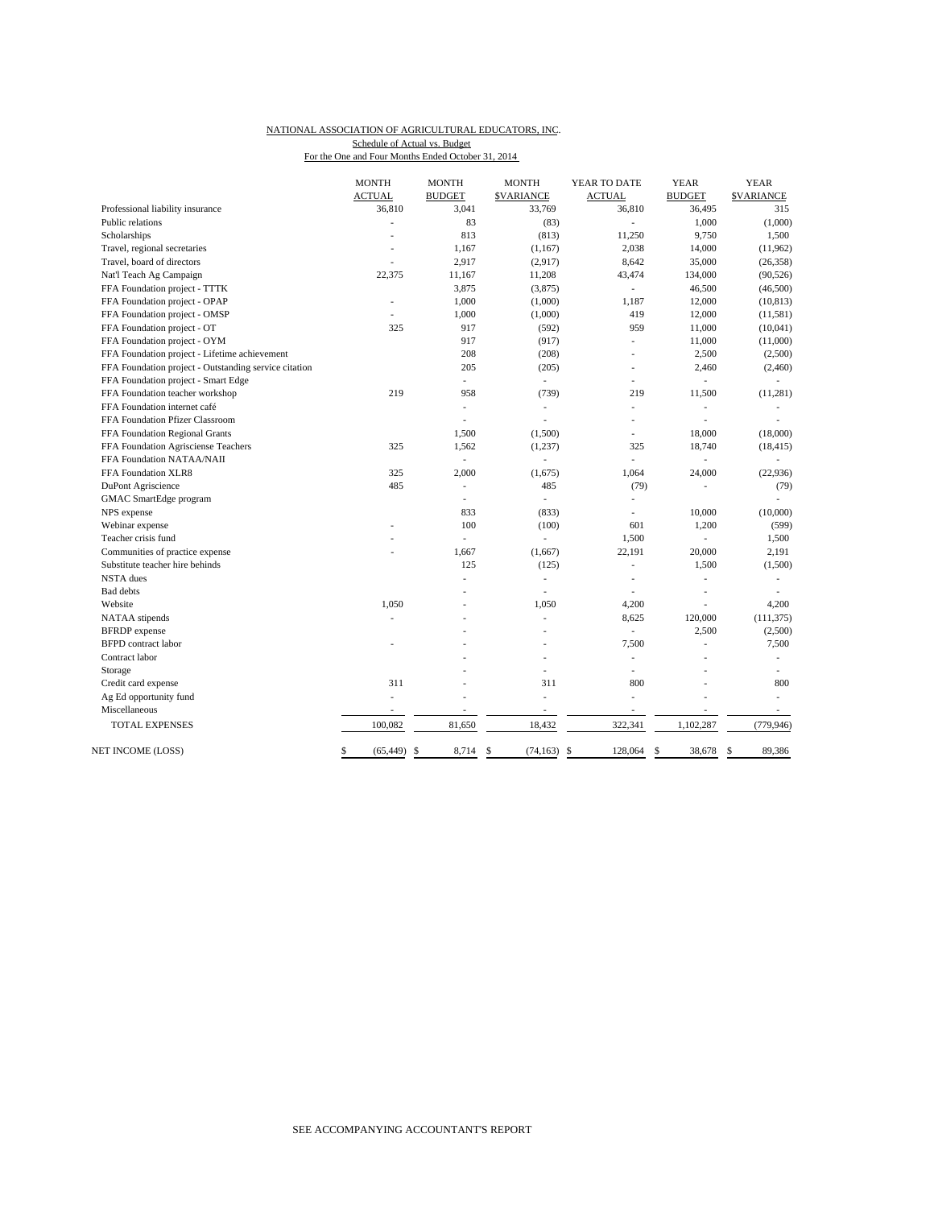NATIONAL ASSOCIATION OF AGRICULTURAL EDUCATORS, INC.

Schedule of Actual vs. Budget

For the One and Four Months Ended October 31, 2014

| | MONTH ACTUAL | MONTH BUDGET | MONTH $VARIANCE | YEAR TO DATE ACTUAL | YEAR BUDGET | YEAR $VARIANCE |
|---|---|---|---|---|---|---|
| Professional liability insurance | 36,810 | 3,041 | 33,769 | 36,810 | 36,495 | 315 |
| Public relations | - | 83 | (83) | - | 1,000 | (1,000) |
| Scholarships | - | 813 | (813) | 11,250 | 9,750 | 1,500 |
| Travel, regional secretaries | - | 1,167 | (1,167) | 2,038 | 14,000 | (11,962) |
| Travel, board of directors | - | 2,917 | (2,917) | 8,642 | 35,000 | (26,358) |
| Nat'l Teach Ag Campaign | 22,375 | 11,167 | 11,208 | 43,474 | 134,000 | (90,526) |
| FFA Foundation project - TTTK | | 3,875 | (3,875) | - | 46,500 | (46,500) |
| FFA Foundation project - OPAP | - | 1,000 | (1,000) | 1,187 | 12,000 | (10,813) |
| FFA Foundation project - OMSP | - | 1,000 | (1,000) | 419 | 12,000 | (11,581) |
| FFA Foundation project - OT | 325 | 917 | (592) | 959 | 11,000 | (10,041) |
| FFA Foundation project - OYM | | 917 | (917) | - | 11,000 | (11,000) |
| FFA Foundation project - Lifetime achievement | | 208 | (208) | - | 2,500 | (2,500) |
| FFA Foundation project - Outstanding service citation | | 205 | (205) | - | 2,460 | (2,460) |
| FFA Foundation project - Smart Edge | | - | - | - | - | - |
| FFA Foundation teacher workshop | 219 | 958 | (739) | 219 | 11,500 | (11,281) |
| FFA Foundation internet café | | - | - | - | - | - |
| FFA Foundation Pfizer Classroom | | - | - | - | - | - |
| FFA Foundation Regional Grants | | 1,500 | (1,500) | - | 18,000 | (18,000) |
| FFA Foundation Agrisciense Teachers | 325 | 1,562 | (1,237) | 325 | 18,740 | (18,415) |
| FFA Foundation NATAA/NAII | | - | - | - | - | - |
| FFA Foundation XLR8 | 325 | 2,000 | (1,675) | 1,064 | 24,000 | (22,936) |
| DuPont Agriscience | 485 | - | 485 | (79) | - | (79) |
| GMAC SmartEdge program | | - | - | - | | - |
| NPS expense | | 833 | (833) | - | 10,000 | (10,000) |
| Webinar expense | - | 100 | (100) | 601 | 1,200 | (599) |
| Teacher crisis fund | - | - | - | 1,500 | - | 1,500 |
| Communities of practice expense | - | 1,667 | (1,667) | 22,191 | 20,000 | 2,191 |
| Substitute teacher hire behinds | | 125 | (125) | - | 1,500 | (1,500) |
| NSTA dues | | - | - | - | - | - |
| Bad debts | | - | - | - | - | - |
| Website | 1,050 | - | 1,050 | 4,200 | - | 4,200 |
| NATAA stipends | - | - | - | 8,625 | 120,000 | (111,375) |
| BFRDP expense | | - | - | - | 2,500 | (2,500) |
| BFPD contract labor | - | - | - | 7,500 | - | 7,500 |
| Contract labor | | - | - | - | - | - |
| Storage | | - | - | - | - | - |
| Credit card expense | 311 | - | 311 | 800 | - | 800 |
| Ag Ed opportunity fund | - | - | - | - | - | - |
| Miscellaneous | - | - | - | - | - | - |
| TOTAL EXPENSES | 100,082 | 81,650 | 18,432 | 322,341 | 1,102,287 | (779,946) |
| NET INCOME (LOSS) | $ (65,449) | $ 8,714 | $ (74,163) | $ 128,064 | $ 38,678 | $ 89,386 |

SEE ACCOMPANYING ACCOUNTANT'S REPORT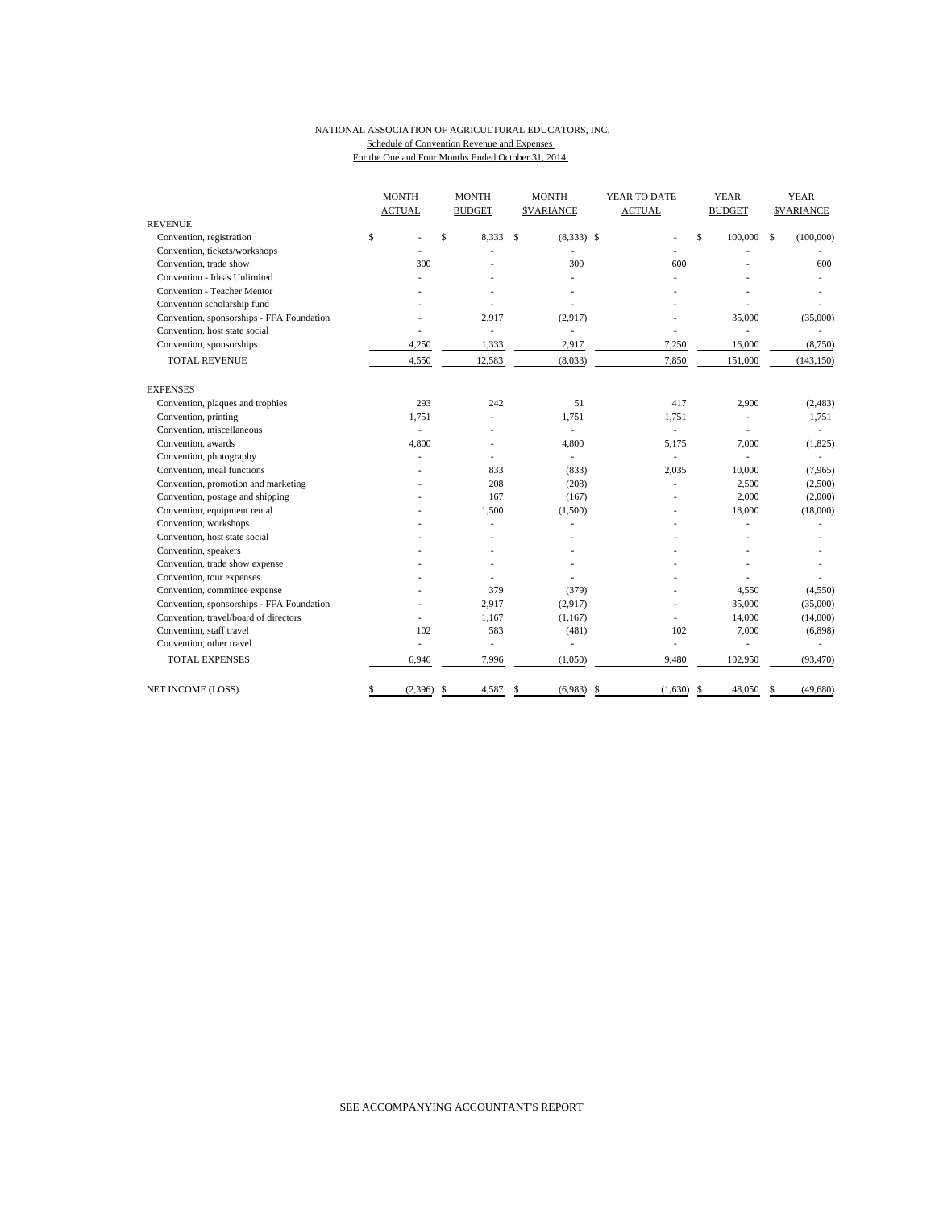NATIONAL ASSOCIATION OF AGRICULTURAL EDUCATORS, INC.

Schedule of Convention Revenue and Expenses

For the One and Four Months Ended October 31, 2014

| | MONTH ACTUAL | MONTH BUDGET | MONTH $VARIANCE | YEAR TO DATE ACTUAL | YEAR BUDGET | YEAR $VARIANCE |
|---|---|---|---|---|---|---|
| REVENUE | | | | | | |
| Convention, registration | $ - | $ 8,333 | $ (8,333) | $ - | $ 100,000 | $ (100,000) |
| Convention, tickets/workshops | - | - | - | - | - | - |
| Convention, trade show | 300 | - | 300 | 600 | - | 600 |
| Convention - Ideas Unlimited | - | - | - | - | - | - |
| Convention - Teacher Mentor | - | - | - | - | - | - |
| Convention scholarship fund | - | - | - | - | - | - |
| Convention, sponsorships - FFA Foundation | - | 2,917 | (2,917) | - | 35,000 | (35,000) |
| Convention, host state social | - | - | - | - | - | - |
| Convention, sponsorships | 4,250 | 1,333 | 2,917 | 7,250 | 16,000 | (8,750) |
| TOTAL REVENUE | 4,550 | 12,583 | (8,033) | 7,850 | 151,000 | (143,150) |
| EXPENSES | | | | | | |
| Convention, plaques and trophies | 293 | 242 | 51 | 417 | 2,900 | (2,483) |
| Convention, printing | 1,751 | - | 1,751 | 1,751 | - | 1,751 |
| Convention, miscellaneous | - | - | - | - | - | - |
| Convention, awards | 4,800 | - | 4,800 | 5,175 | 7,000 | (1,825) |
| Convention, photography | - | - | - | - | - | - |
| Convention, meal functions | - | 833 | (833) | 2,035 | 10,000 | (7,965) |
| Convention, promotion and marketing | - | 208 | (208) | - | 2,500 | (2,500) |
| Convention, postage and shipping | - | 167 | (167) | - | 2,000 | (2,000) |
| Convention, equipment rental | - | 1,500 | (1,500) | - | 18,000 | (18,000) |
| Convention, workshops | - | - | - | - | - | - |
| Convention, host state social | - | - | - | - | - | - |
| Convention, speakers | - | - | - | - | - | - |
| Convention, trade show expense | - | - | - | - | - | - |
| Convention, tour expenses | - | - | - | - | - | - |
| Convention, committee expense | - | 379 | (379) | - | 4,550 | (4,550) |
| Convention, sponsorships - FFA Foundation | - | 2,917 | (2,917) | - | 35,000 | (35,000) |
| Convention, travel/board of directors | - | 1,167 | (1,167) | - | 14,000 | (14,000) |
| Convention, staff travel | 102 | 583 | (481) | 102 | 7,000 | (6,898) |
| Convention, other travel | - | - | - | - | - | - |
| TOTAL EXPENSES | 6,946 | 7,996 | (1,050) | 9,480 | 102,950 | (93,470) |
| NET INCOME (LOSS) | $ (2,396) | $ 4,587 | $ (6,983) | $ (1,630) | $ 48,050 | $ (49,680) |

SEE ACCOMPANYING ACCOUNTANT'S REPORT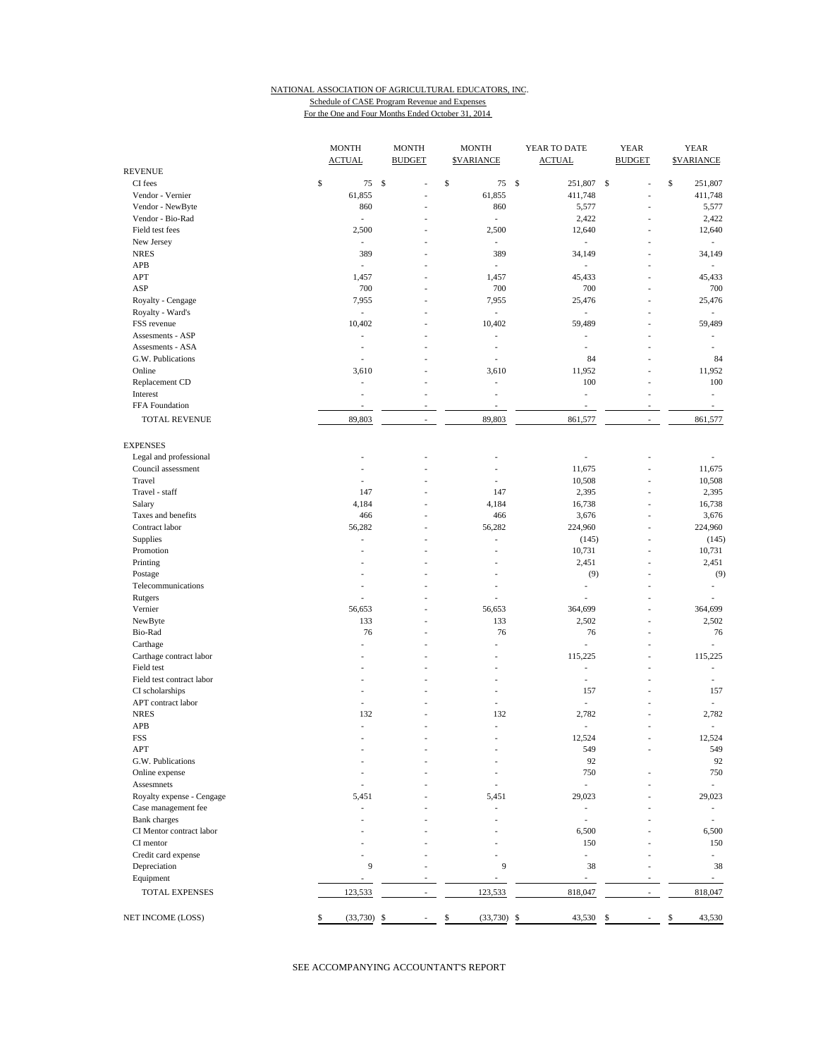NATIONAL ASSOCIATION OF AGRICULTURAL EDUCATORS, INC.

Schedule of CASE Program Revenue and Expenses

For the One and Four Months Ended October 31, 2014

| | MONTH ACTUAL | MONTH BUDGET | MONTH $VARIANCE | YEAR TO DATE ACTUAL | YEAR BUDGET | YEAR $VARIANCE |
|---|---|---|---|---|---|---|
| REVENUE | | | | | | |
| CI fees | $ 75 | $ - | $ 75 | $ 251,807 | $ - | $ 251,807 |
| Vendor - Vernier | 61,855 | - | 61,855 | 411,748 | - | 411,748 |
| Vendor - NewByte | 860 | - | 860 | 5,577 | - | 5,577 |
| Vendor - Bio-Rad | - | - | - | 2,422 | - | 2,422 |
| Field test fees | 2,500 | - | 2,500 | 12,640 | - | 12,640 |
| New Jersey | - | - | - | - | - | - |
| NRES | 389 | - | 389 | 34,149 | - | 34,149 |
| APB | - | - | - | - | - | - |
| APT | 1,457 | - | 1,457 | 45,433 | - | 45,433 |
| ASP | 700 | - | 700 | 700 | - | 700 |
| Royalty - Cengage | 7,955 | - | 7,955 | 25,476 | - | 25,476 |
| Royalty - Ward's | - | - | - | - | - | - |
| FSS revenue | 10,402 | - | 10,402 | 59,489 | - | 59,489 |
| Assesments - ASP | - | - | - | - | - | - |
| Assesments - ASA | - | - | - | - | - | - |
| G.W. Publications | - | - | - | 84 | - | 84 |
| Online | 3,610 | - | 3,610 | 11,952 | - | 11,952 |
| Replacement CD | - | - | - | 100 | - | 100 |
| Interest | - | - | - | - | - | - |
| FFA Foundation | - | - | - | - | - | - |
| TOTAL REVENUE | 89,803 | - | 89,803 | 861,577 | - | 861,577 |
| EXPENSES | | | | | | |
| Legal and professional | - | - | - | - | - | - |
| Council assessment | - | - | - | 11,675 | - | 11,675 |
| Travel | - | - | - | 10,508 | - | 10,508 |
| Travel - staff | 147 | - | 147 | 2,395 | - | 2,395 |
| Salary | 4,184 | - | 4,184 | 16,738 | - | 16,738 |
| Taxes and benefits | 466 | - | 466 | 3,676 | - | 3,676 |
| Contract labor | 56,282 | - | 56,282 | 224,960 | - | 224,960 |
| Supplies | - | - | - | (145) | - | (145) |
| Promotion | - | - | - | 10,731 | - | 10,731 |
| Printing | - | - | - | 2,451 | - | 2,451 |
| Postage | - | - | - | (9) | - | (9) |
| Telecommunications | - | - | - | - | - | - |
| Rutgers | - | - | - | - | - | - |
| Vernier | 56,653 | - | 56,653 | 364,699 | - | 364,699 |
| NewByte | 133 | - | 133 | 2,502 | - | 2,502 |
| Bio-Rad | 76 | - | 76 | 76 | - | 76 |
| Carthage | - | - | - | - | - | - |
| Carthage contract labor | - | - | - | 115,225 | - | 115,225 |
| Field test | - | - | - | - | - | - |
| Field test contract labor | - | - | - | - | - | - |
| CI scholarships | - | - | - | 157 | - | 157 |
| APT contract labor | - | - | - | - | - | - |
| NRES | 132 | - | 132 | 2,782 | - | 2,782 |
| APB | - | - | - | - | - | - |
| FSS | - | - | - | 12,524 | - | 12,524 |
| APT | - | - | - | 549 | - | 549 |
| G.W. Publications | - | - | - | 92 | | 92 |
| Online expense | - | - | - | 750 | - | 750 |
| Assesmnets | - | - | - | - | - | - |
| Royalty expense - Cengage | 5,451 | - | 5,451 | 29,023 | - | 29,023 |
| Case management fee | - | - | - | - | - | - |
| Bank charges | - | - | - | - | - | - |
| CI Mentor contract labor | - | - | - | 6,500 | - | 6,500 |
| CI mentor | - | - | - | 150 | - | 150 |
| Credit card expense | - | - | - | - | - | - |
| Depreciation | 9 | - | 9 | 38 | - | 38 |
| Equipment | - | - | - | - | - | - |
| TOTAL EXPENSES | 123,533 | - | 123,533 | 818,047 | - | 818,047 |
| NET INCOME (LOSS) | $ (33,730) | $ - | $ (33,730) | $ 43,530 | $ - | $ 43,530 |

SEE ACCOMPANYING ACCOUNTANT'S REPORT